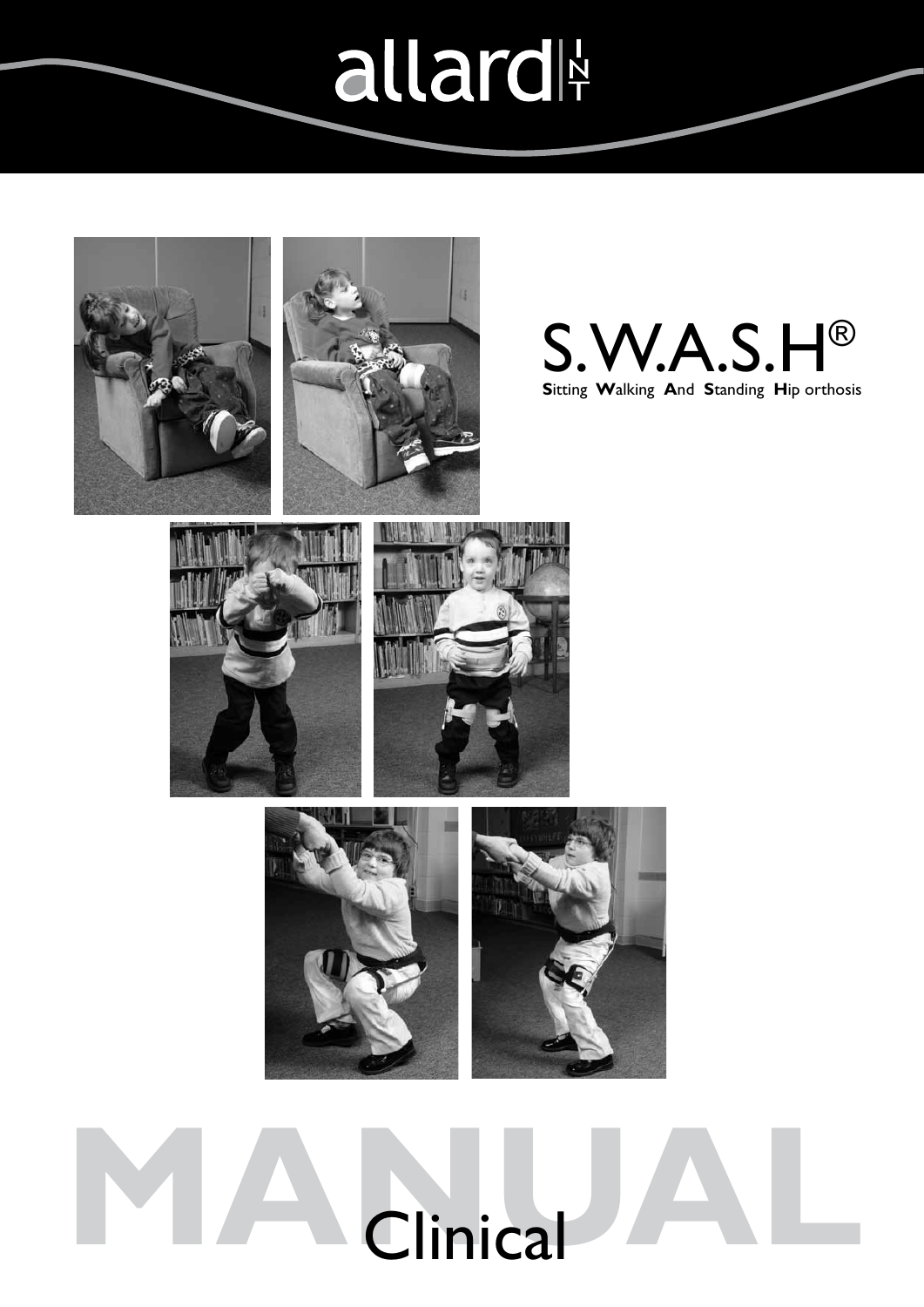allard INT

# S.W.A.S.H®

**S**itting **W**alking **A**nd **S**tanding **H**ip orthosis

# MANUAL

Clinical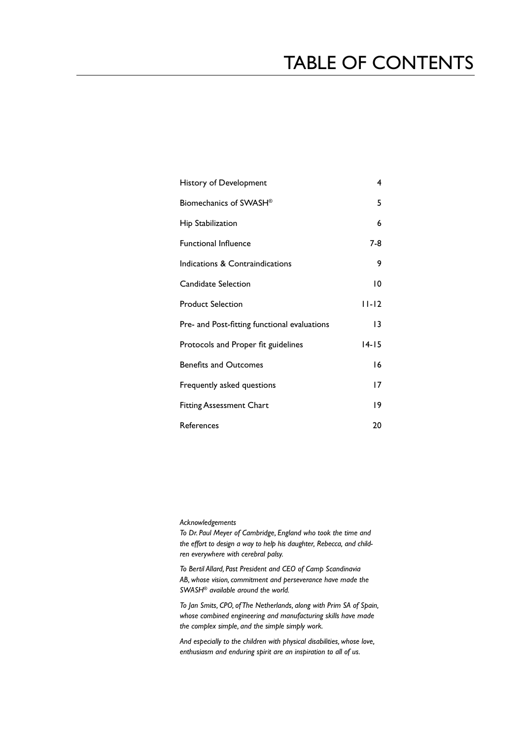# TABLE OF CONTENTS

| | |
|---|---|
| History of Development | 4 |
| Biomechanics of SWASH® | 5 |
| Hip Stabilization | 6 |
| Functional Influence | 7-8 |
| Indications & Contraindications | 9 |
| Candidate Selection | 10 |
| Product Selection | 11-12 |
| Pre- and Post-fitting functional evaluations | 13 |
| Protocols and Proper fit guidelines | 14-15 |
| Benefits and Outcomes | 16 |
| Frequently asked questions | 17 |
| Fitting Assessment Chart | 19 |
| References | 20 |

*Acknowledgements*

*To Dr. Paul Meyer of Cambridge, England who took the time and the effort to design a way to help his daughter, Rebecca, and children everywhere with cerebral palsy.*

*To Bertil Allard, Past President and CEO of Camp Scandinavia AB, whose vision, commitment and perseverance have made the SWASH® available around the world.*

*To Jan Smits, CPO, of The Netherlands, along with Prim SA of Spain, whose combined engineering and manufacturing skills have made the complex simple, and the simple simply work.*

*And especially to the children with physical disabilities, whose love, enthusiasm and enduring spirit are an inspiration to all of us.*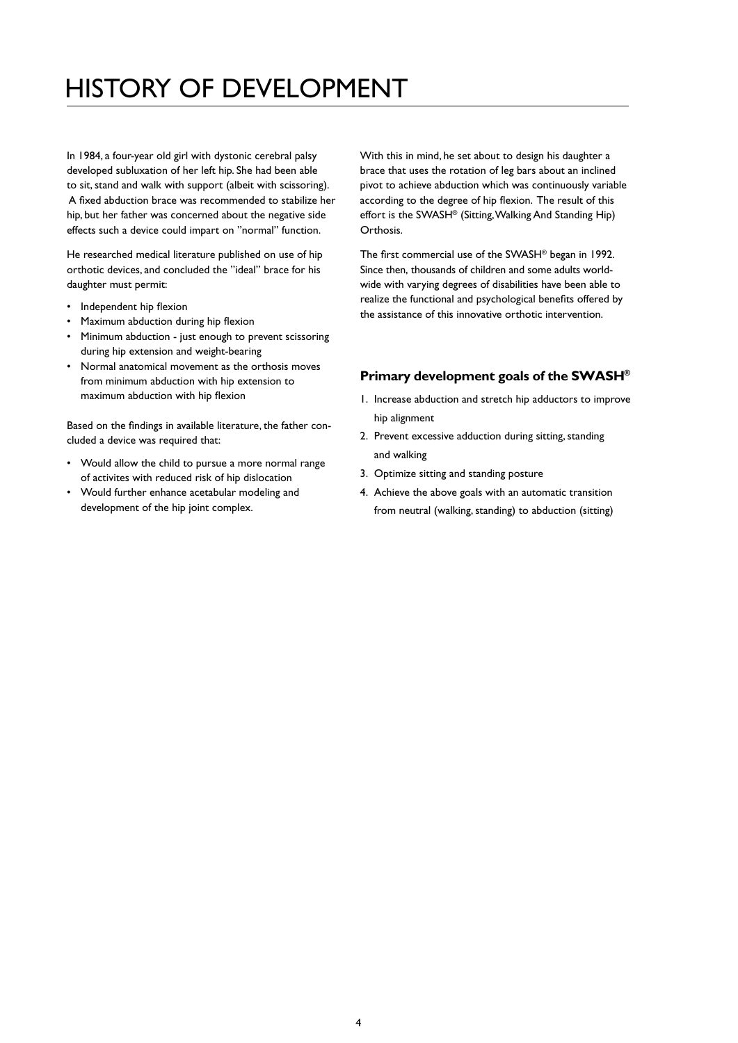# HISTORY OF DEVELOPMENT

In 1984, a four-year old girl with dystonic cerebral palsy developed subluxation of her left hip. She had been able to sit, stand and walk with support (albeit with scissoring). A fixed abduction brace was recommended to stabilize her hip, but her father was concerned about the negative side effects such a device could impart on "normal" function.

He researched medical literature published on use of hip orthotic devices, and concluded the "ideal" brace for his daughter must permit:

- Independent hip flexion
- Maximum abduction during hip flexion
- Minimum abduction - just enough to prevent scissoring during hip extension and weight-bearing
- Normal anatomical movement as the orthosis moves from minimum abduction with hip extension to maximum abduction with hip flexion

Based on the findings in available literature, the father concluded a device was required that:

- Would allow the child to pursue a more normal range of activites with reduced risk of hip dislocation
- Would further enhance acetabular modeling and development of the hip joint complex.

With this in mind, he set about to design his daughter a brace that uses the rotation of leg bars about an inclined pivot to achieve abduction which was continuously variable according to the degree of hip flexion. The result of this effort is the SWASH® (Sitting, Walking And Standing Hip) Orthosis.

The first commercial use of the SWASH® began in 1992. Since then, thousands of children and some adults worldwide with varying degrees of disabilities have been able to realize the functional and psychological benefits offered by the assistance of this innovative orthotic intervention.

### Primary development goals of the SWASH®

1. Increase abduction and stretch hip adductors to improve hip alignment
2. Prevent excessive adduction during sitting, standing and walking
3. Optimize sitting and standing posture
4. Achieve the above goals with an automatic transition from neutral (walking, standing) to abduction (sitting)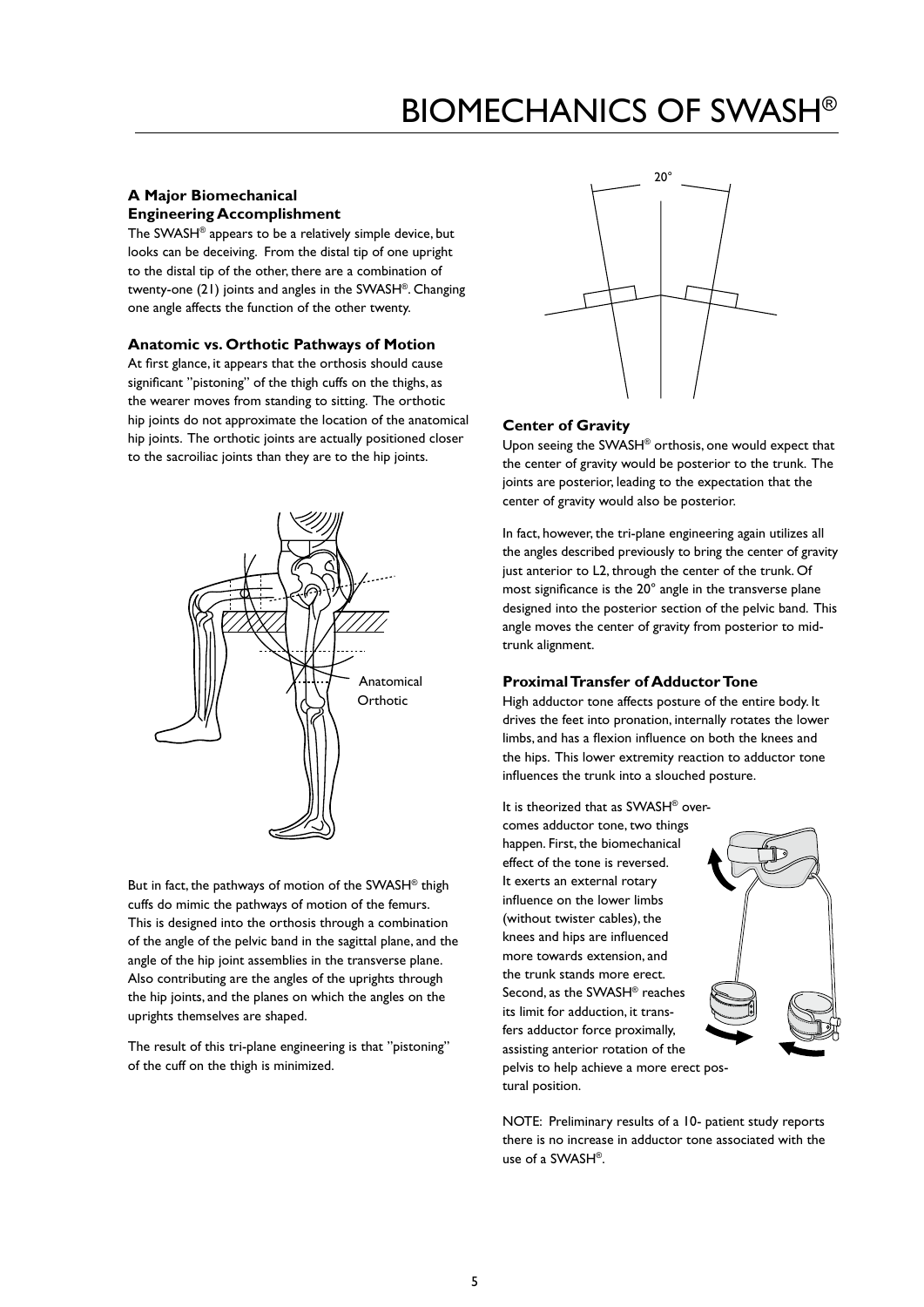# BIOMECHANICS OF SWASH®

### A Major Biomechanical Engineering Accomplishment

The SWASH® appears to be a relatively simple device, but looks can be deceiving. From the distal tip of one upright to the distal tip of the other, there are a combination of twenty-one (21) joints and angles in the SWASH®. Changing one angle affects the function of the other twenty.

### Anatomic vs. Orthotic Pathways of Motion

At first glance, it appears that the orthosis should cause significant "pistoning" of the thigh cuffs on the thighs, as the wearer moves from standing to sitting. The orthotic hip joints do not approximate the location of the anatomical hip joints. The orthotic joints are actually positioned closer to the sacroiliac joints than they are to the hip joints.

Anatomical
Orthotic

But in fact, the pathways of motion of the SWASH® thigh cuffs do mimic the pathways of motion of the femurs. This is designed into the orthosis through a combination of the angle of the pelvic band in the sagittal plane, and the angle of the hip joint assemblies in the transverse plane. Also contributing are the angles of the uprights through the hip joints, and the planes on which the angles on the uprights themselves are shaped.

The result of this tri-plane engineering is that "pistoning" of the cuff on the thigh is minimized.

20°

### Center of Gravity

Upon seeing the SWASH® orthosis, one would expect that the center of gravity would be posterior to the trunk. The joints are posterior, leading to the expectation that the center of gravity would also be posterior.

In fact, however, the tri-plane engineering again utilizes all the angles described previously to bring the center of gravity just anterior to L2, through the center of the trunk. Of most significance is the 20° angle in the transverse plane designed into the posterior section of the pelvic band. This angle moves the center of gravity from posterior to mid-trunk alignment.

### Proximal Transfer of Adductor Tone

High adductor tone affects posture of the entire body. It drives the feet into pronation, internally rotates the lower limbs, and has a flexion influence on both the knees and the hips. This lower extremity reaction to adductor tone influences the trunk into a slouched posture.

It is theorized that as SWASH® overcomes adductor tone, two things happen. First, the biomechanical effect of the tone is reversed. It exerts an external rotary influence on the lower limbs (without twister cables), the knees and hips are influenced more towards extension, and the trunk stands more erect. Second, as the SWASH® reaches its limit for adduction, it transfers adductor force proximally, assisting anterior rotation of the pelvis to help achieve a more erect postural position.

NOTE: Preliminary results of a 10- patient study reports there is no increase in adductor tone associated with the use of a SWASH®.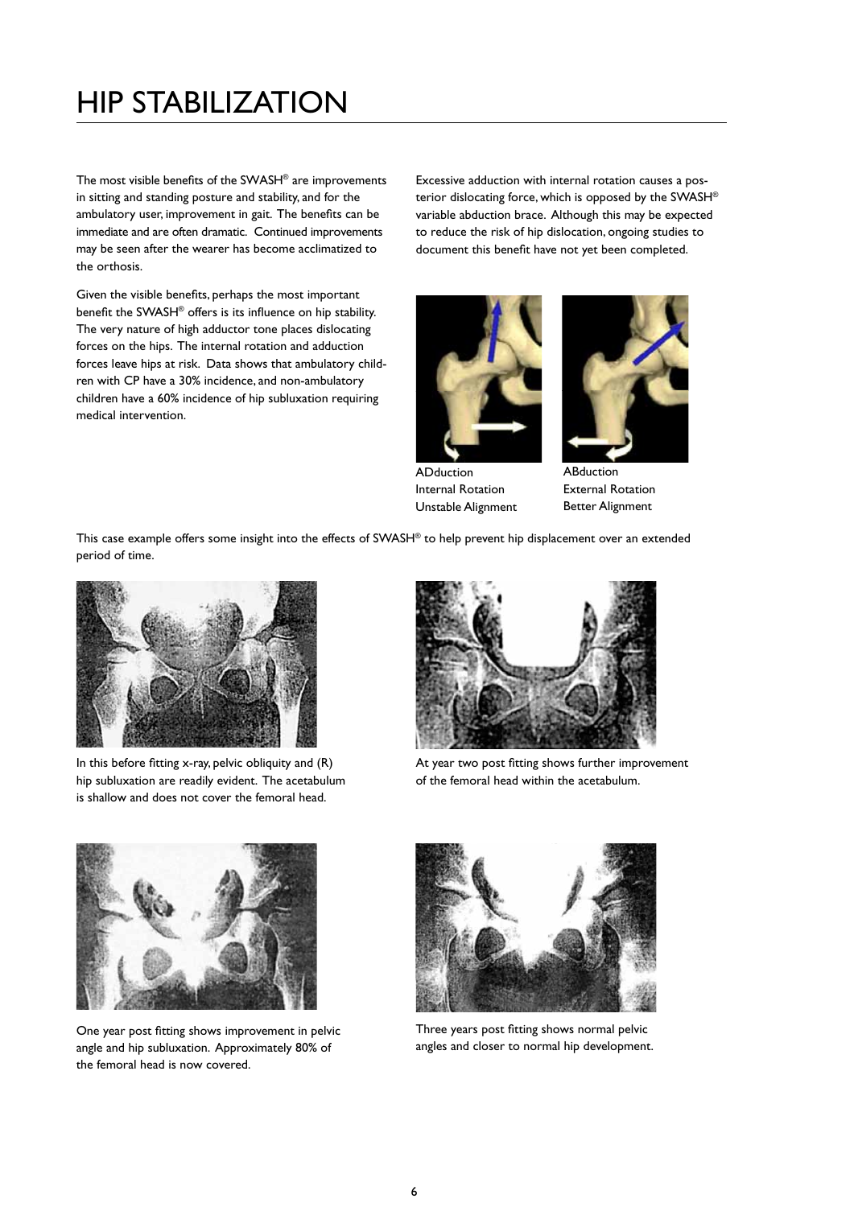# HIP STABILIZATION

The most visible benefits of the SWASH® are improvements in sitting and standing posture and stability, and for the ambulatory user, improvement in gait. The benefits can be immediate and are often dramatic. Continued improvements may be seen after the wearer has become acclimatized to the orthosis.

Given the visible benefits, perhaps the most important benefit the SWASH® offers is its influence on hip stability. The very nature of high adductor tone places dislocating forces on the hips. The internal rotation and adduction forces leave hips at risk. Data shows that ambulatory children with CP have a 30% incidence, and non-ambulatory children have a 60% incidence of hip subluxation requiring medical intervention.

Excessive adduction with internal rotation causes a posterior dislocating force, which is opposed by the SWASH® variable abduction brace. Although this may be expected to reduce the risk of hip dislocation, ongoing studies to document this benefit have not yet been completed.

ADduction
Internal Rotation
Unstable Alignment

ABduction
External Rotation
Better Alignment

This case example offers some insight into the effects of SWASH® to help prevent hip displacement over an extended period of time.

In this before fitting x-ray, pelvic obliquity and (R) hip subluxation are readily evident. The acetabulum is shallow and does not cover the femoral head.

At year two post fitting shows further improvement of the femoral head within the acetabulum.

One year post fitting shows improvement in pelvic angle and hip subluxation. Approximately 80% of the femoral head is now covered.

Three years post fitting shows normal pelvic angles and closer to normal hip development.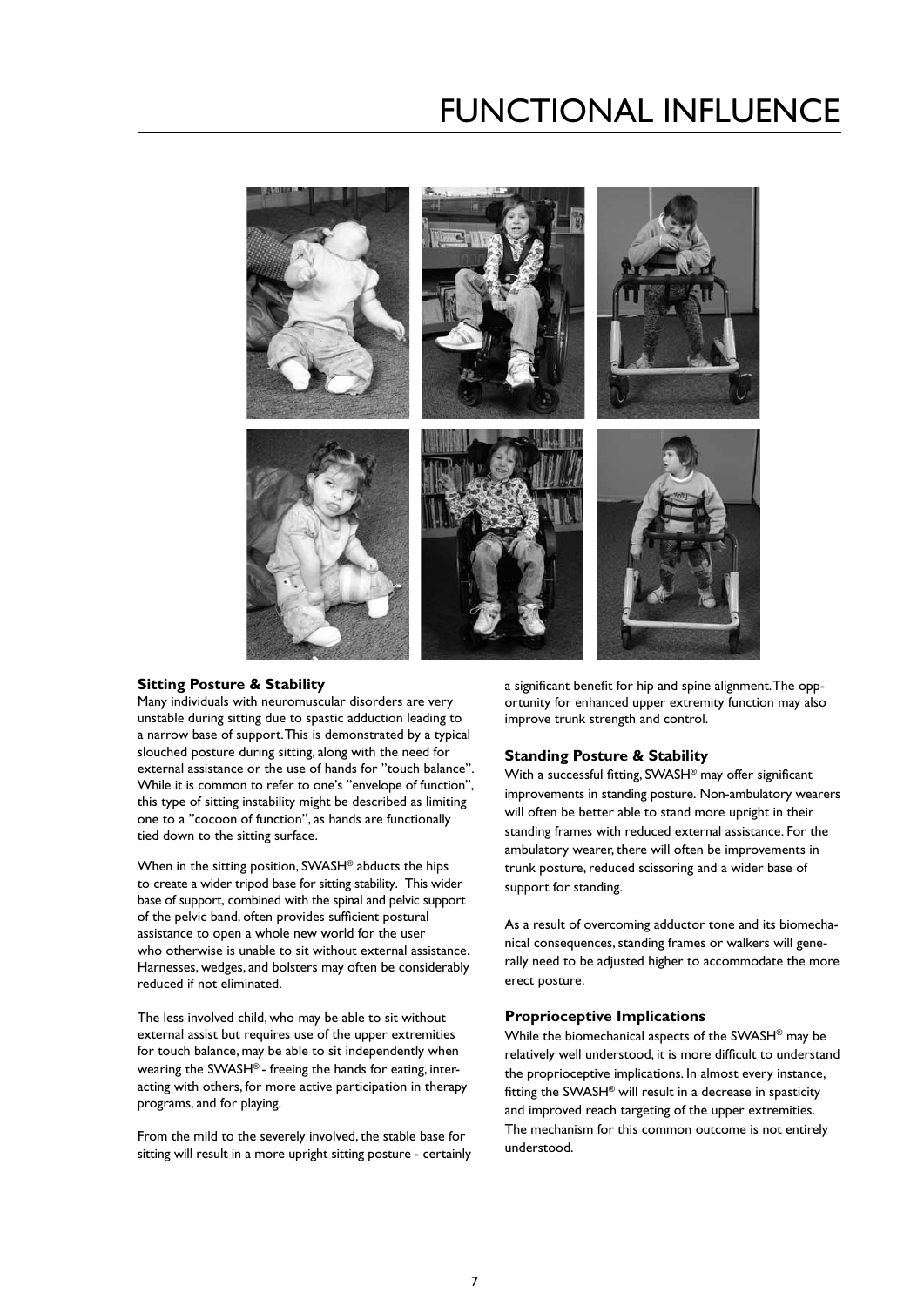# FUNCTIONAL INFLUENCE

### Sitting Posture & Stability

Many individuals with neuromuscular disorders are very unstable during sitting due to spastic adduction leading to a narrow base of support. This is demonstrated by a typical slouched posture during sitting, along with the need for external assistance or the use of hands for "touch balance". While it is common to refer to one's "envelope of function", this type of sitting instability might be described as limiting one to a "cocoon of function", as hands are functionally tied down to the sitting surface.

When in the sitting position, SWASH® abducts the hips to create a wider tripod base for sitting stability. This wider base of support, combined with the spinal and pelvic support of the pelvic band, often provides sufficient postural assistance to open a whole new world for the user who otherwise is unable to sit without external assistance. Harnesses, wedges, and bolsters may often be considerably reduced if not eliminated.

The less involved child, who may be able to sit without external assist but requires use of the upper extremities for touch balance, may be able to sit independently when wearing the SWASH® - freeing the hands for eating, interacting with others, for more active participation in therapy programs, and for playing.

From the mild to the severely involved, the stable base for sitting will result in a more upright sitting posture - certainly a significant benefit for hip and spine alignment. The opportunity for enhanced upper extremity function may also improve trunk strength and control.

### Standing Posture & Stability

With a successful fitting, SWASH® may offer significant improvements in standing posture. Non-ambulatory wearers will often be better able to stand more upright in their standing frames with reduced external assistance. For the ambulatory wearer, there will often be improvements in trunk posture, reduced scissoring and a wider base of support for standing.

As a result of overcoming adductor tone and its biomechanical consequences, standing frames or walkers will generally need to be adjusted higher to accommodate the more erect posture.

### Proprioceptive Implications

While the biomechanical aspects of the SWASH® may be relatively well understood, it is more difficult to understand the proprioceptive implications. In almost every instance, fitting the SWASH® will result in a decrease in spasticity and improved reach targeting of the upper extremities. The mechanism for this common outcome is not entirely understood.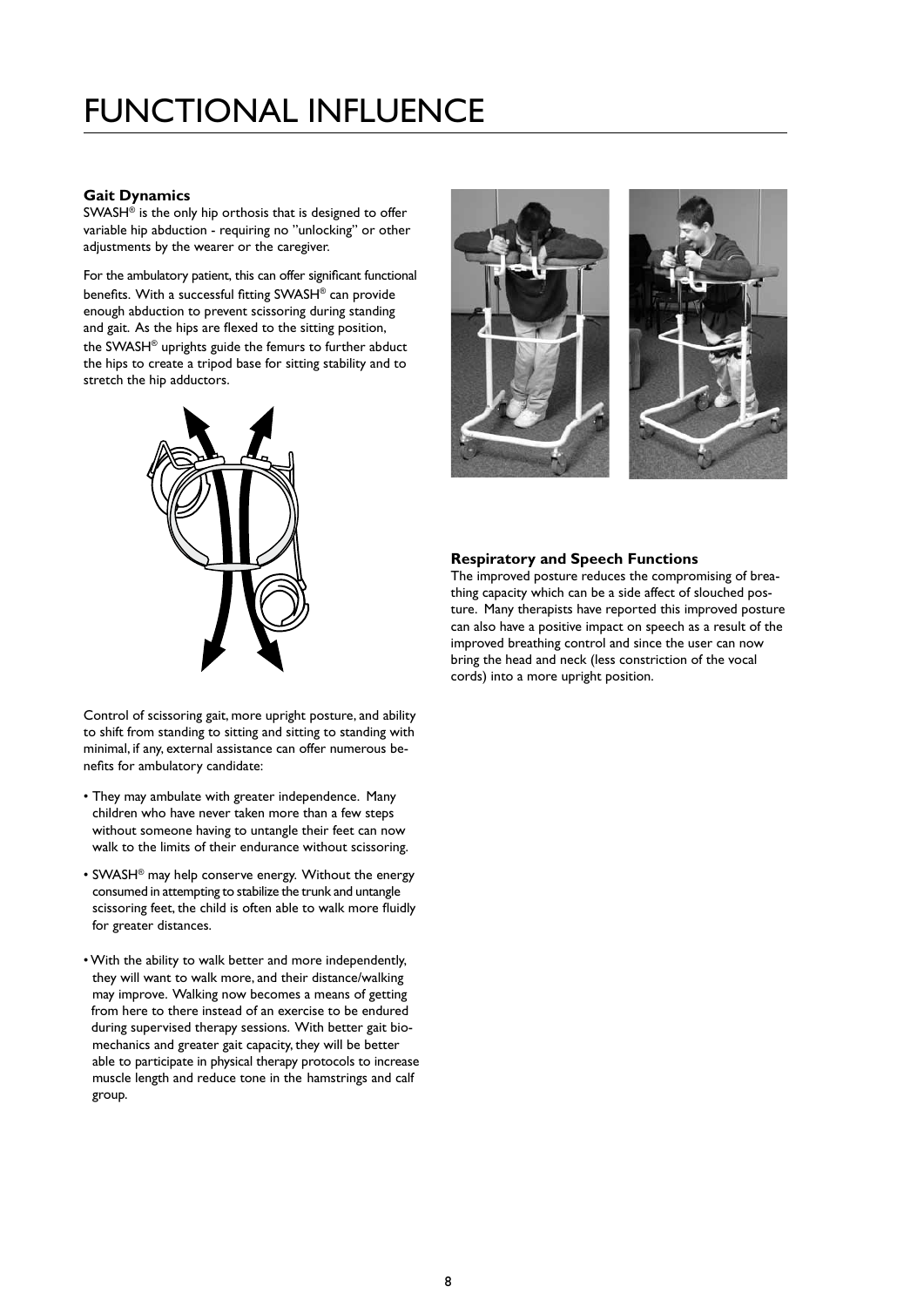# FUNCTIONAL INFLUENCE

### Gait Dynamics

SWASH® is the only hip orthosis that is designed to offer variable hip abduction - requiring no "unlocking" or other adjustments by the wearer or the caregiver.

For the ambulatory patient, this can offer significant functional benefits. With a successful fitting SWASH® can provide enough abduction to prevent scissoring during standing and gait. As the hips are flexed to the sitting position, the SWASH® uprights guide the femurs to further abduct the hips to create a tripod base for sitting stability and to stretch the hip adductors.

Control of scissoring gait, more upright posture, and ability to shift from standing to sitting and sitting to standing with minimal, if any, external assistance can offer numerous benefits for ambulatory candidate:

- They may ambulate with greater independence. Many children who have never taken more than a few steps without someone having to untangle their feet can now walk to the limits of their endurance without scissoring.
- SWASH® may help conserve energy. Without the energy consumed in attempting to stabilize the trunk and untangle scissoring feet, the child is often able to walk more fluidly for greater distances.
- With the ability to walk better and more independently, they will want to walk more, and their distance/walking may improve. Walking now becomes a means of getting from here to there instead of an exercise to be endured during supervised therapy sessions. With better gait biomechanics and greater gait capacity, they will be better able to participate in physical therapy protocols to increase muscle length and reduce tone in the hamstrings and calf group.

### Respiratory and Speech Functions

The improved posture reduces the compromising of breathing capacity which can be a side affect of slouched posture. Many therapists have reported this improved posture can also have a positive impact on speech as a result of the improved breathing control and since the user can now bring the head and neck (less constriction of the vocal cords) into a more upright position.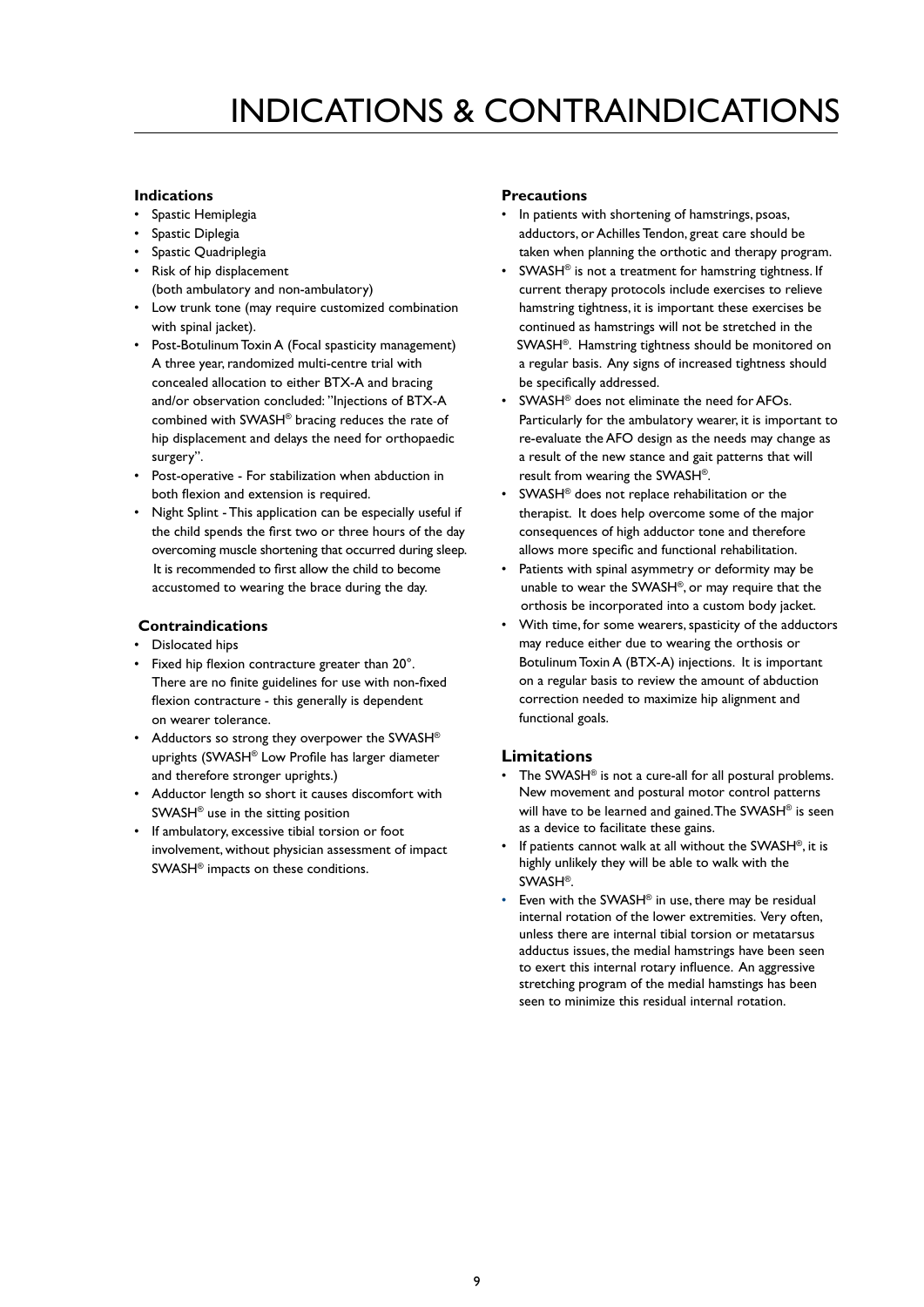# INDICATIONS & CONTRAINDICATIONS

### Indications

- Spastic Hemiplegia
- Spastic Diplegia
- Spastic Quadriplegia
- Risk of hip displacement (both ambulatory and non-ambulatory)
- Low trunk tone (may require customized combination with spinal jacket).
- Post-Botulinum Toxin A (Focal spasticity management) A three year, randomized multi-centre trial with concealed allocation to either BTX-A and bracing and/or observation concluded: "Injections of BTX-A combined with SWASH® bracing reduces the rate of hip displacement and delays the need for orthopaedic surgery".
- Post-operative - For stabilization when abduction in both flexion and extension is required.
- Night Splint - This application can be especially useful if the child spends the first two or three hours of the day overcoming muscle shortening that occurred during sleep. It is recommended to first allow the child to become accustomed to wearing the brace during the day.

### Contraindications

- Dislocated hips
- Fixed hip flexion contracture greater than 20°. There are no finite guidelines for use with non-fixed flexion contracture - this generally is dependent on wearer tolerance.
- Adductors so strong they overpower the SWASH® uprights (SWASH® Low Profile has larger diameter and therefore stronger uprights.)
- Adductor length so short it causes discomfort with SWASH® use in the sitting position
- If ambulatory, excessive tibial torsion or foot involvement, without physician assessment of impact SWASH® impacts on these conditions.

### Precautions

- In patients with shortening of hamstrings, psoas, adductors, or Achilles Tendon, great care should be taken when planning the orthotic and therapy program.
- SWASH® is not a treatment for hamstring tightness. If current therapy protocols include exercises to relieve hamstring tightness, it is important these exercises be continued as hamstrings will not be stretched in the SWASH®. Hamstring tightness should be monitored on a regular basis. Any signs of increased tightness should be specifically addressed.
- SWASH® does not eliminate the need for AFOs. Particularly for the ambulatory wearer, it is important to re-evaluate the AFO design as the needs may change as a result of the new stance and gait patterns that will result from wearing the SWASH®.
- SWASH® does not replace rehabilitation or the therapist. It does help overcome some of the major consequences of high adductor tone and therefore allows more specific and functional rehabilitation.
- Patients with spinal asymmetry or deformity may be unable to wear the SWASH®, or may require that the orthosis be incorporated into a custom body jacket.
- With time, for some wearers, spasticity of the adductors may reduce either due to wearing the orthosis or Botulinum Toxin A (BTX-A) injections. It is important on a regular basis to review the amount of abduction correction needed to maximize hip alignment and functional goals.

### Limitations

- The SWASH® is not a cure-all for all postural problems. New movement and postural motor control patterns will have to be learned and gained. The SWASH® is seen as a device to facilitate these gains.
- If patients cannot walk at all without the SWASH®, it is highly unlikely they will be able to walk with the SWASH®.
- Even with the SWASH® in use, there may be residual internal rotation of the lower extremities. Very often, unless there are internal tibial torsion or metatarsus adductus issues, the medial hamstrings have been seen to exert this internal rotary influence. An aggressive stretching program of the medial hamstings has been seen to minimize this residual internal rotation.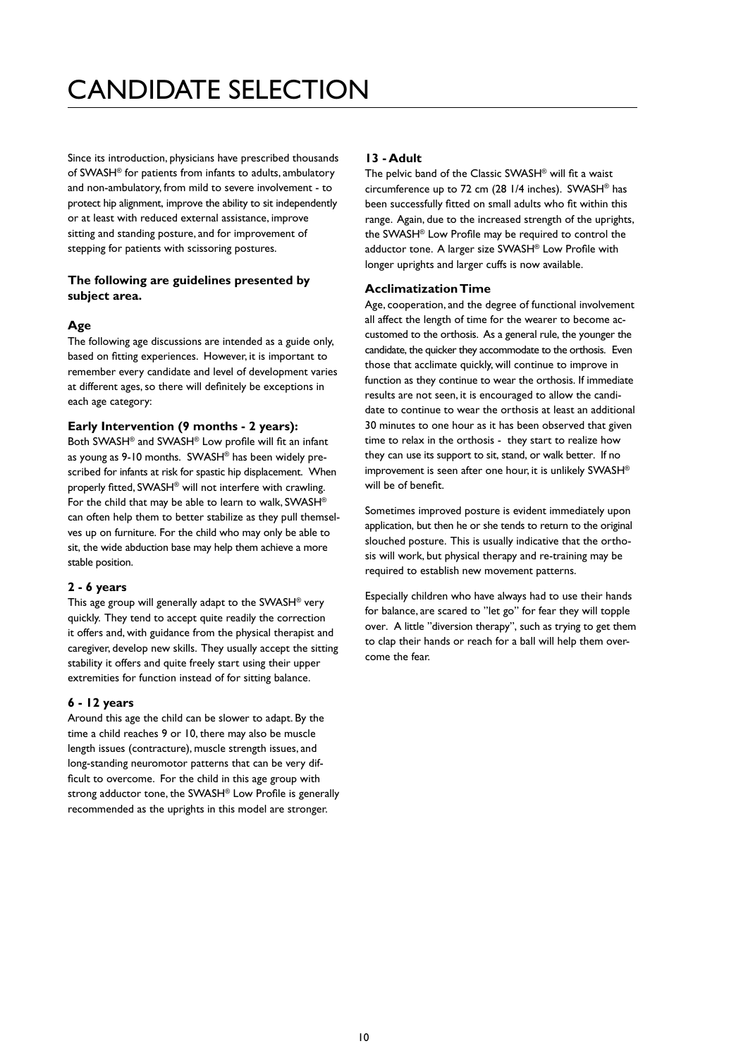# CANDIDATE SELECTION

Since its introduction, physicians have prescribed thousands of SWASH® for patients from infants to adults, ambulatory and non-ambulatory, from mild to severe involvement - to protect hip alignment, improve the ability to sit independently or at least with reduced external assistance, improve sitting and standing posture, and for improvement of stepping for patients with scissoring postures.

**The following are guidelines presented by subject area.**

### Age

The following age discussions are intended as a guide only, based on fitting experiences. However, it is important to remember every candidate and level of development varies at different ages, so there will definitely be exceptions in each age category:

#### Early Intervention (9 months - 2 years):

Both SWASH® and SWASH® Low profile will fit an infant as young as 9-10 months. SWASH® has been widely prescribed for infants at risk for spastic hip displacement. When properly fitted, SWASH® will not interfere with crawling. For the child that may be able to learn to walk, SWASH® can often help them to better stabilize as they pull themselves up on furniture. For the child who may only be able to sit, the wide abduction base may help them achieve a more stable position.

#### 2 - 6 years

This age group will generally adapt to the SWASH® very quickly. They tend to accept quite readily the correction it offers and, with guidance from the physical therapist and caregiver, develop new skills. They usually accept the sitting stability it offers and quite freely start using their upper extremities for function instead of for sitting balance.

#### 6 - 12 years

Around this age the child can be slower to adapt. By the time a child reaches 9 or 10, there may also be muscle length issues (contracture), muscle strength issues, and long-standing neuromotor patterns that can be very difficult to overcome. For the child in this age group with strong adductor tone, the SWASH® Low Profile is generally recommended as the uprights in this model are stronger.

#### 13 - Adult

The pelvic band of the Classic SWASH® will fit a waist circumference up to 72 cm (28 1/4 inches). SWASH® has been successfully fitted on small adults who fit within this range. Again, due to the increased strength of the uprights, the SWASH® Low Profile may be required to control the adductor tone. A larger size SWASH® Low Profile with longer uprights and larger cuffs is now available.

### Acclimatization Time

Age, cooperation, and the degree of functional involvement all affect the length of time for the wearer to become accustomed to the orthosis. As a general rule, the younger the candidate, the quicker they accommodate to the orthosis. Even those that acclimate quickly, will continue to improve in function as they continue to wear the orthosis. If immediate results are not seen, it is encouraged to allow the candidate to continue to wear the orthosis at least an additional 30 minutes to one hour as it has been observed that given time to relax in the orthosis - they start to realize how they can use its support to sit, stand, or walk better. If no improvement is seen after one hour, it is unlikely SWASH® will be of benefit.

Sometimes improved posture is evident immediately upon application, but then he or she tends to return to the original slouched posture. This is usually indicative that the orthosis will work, but physical therapy and re-training may be required to establish new movement patterns.

Especially children who have always had to use their hands for balance, are scared to "let go" for fear they will topple over. A little "diversion therapy", such as trying to get them to clap their hands or reach for a ball will help them overcome the fear.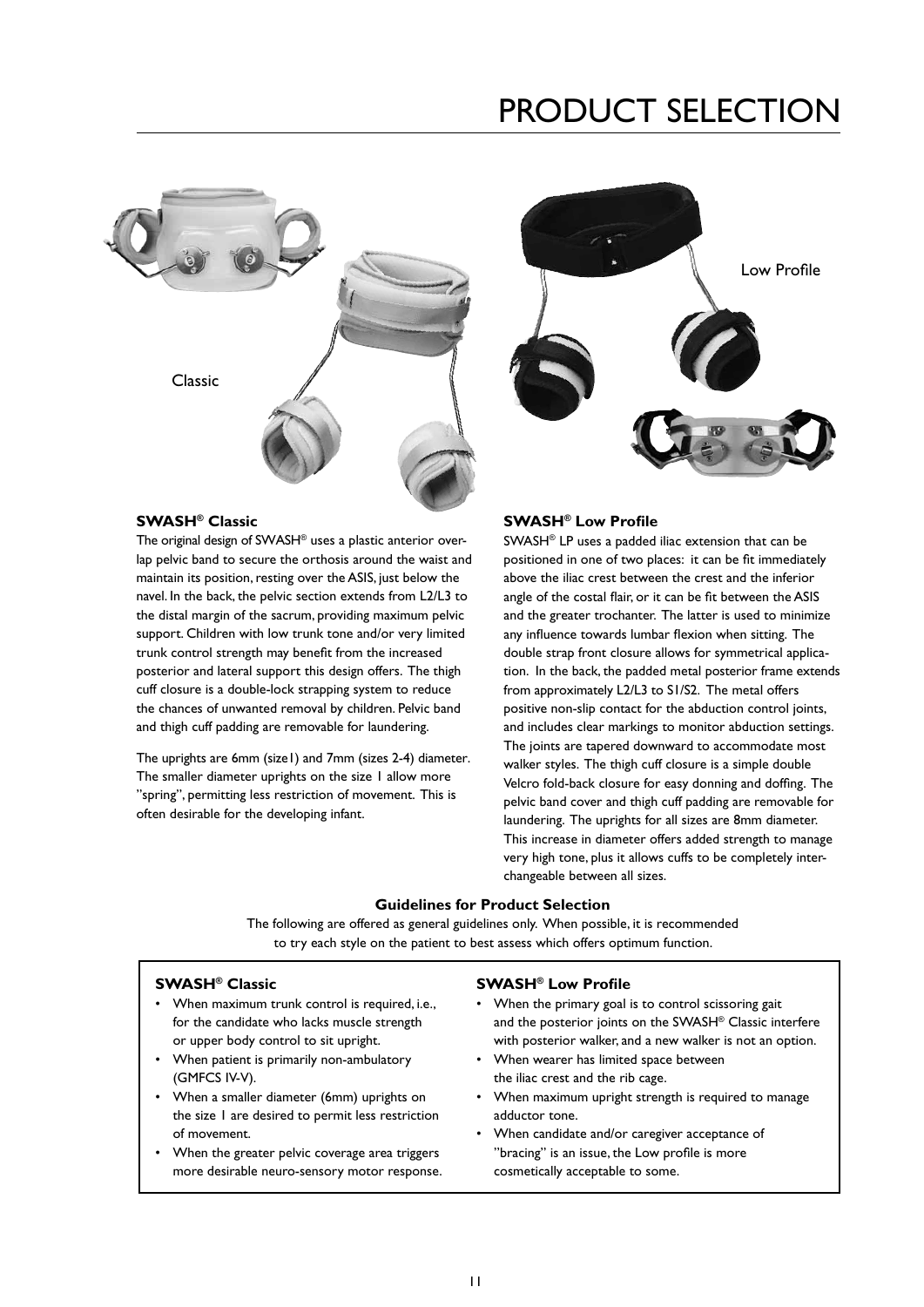# PRODUCT SELECTION

Classic

Low Profile

### SWASH® Classic

The original design of SWASH® uses a plastic anterior overlap pelvic band to secure the orthosis around the waist and maintain its position, resting over the ASIS, just below the navel. In the back, the pelvic section extends from L2/L3 to the distal margin of the sacrum, providing maximum pelvic support. Children with low trunk tone and/or very limited trunk control strength may benefit from the increased posterior and lateral support this design offers. The thigh cuff closure is a double-lock strapping system to reduce the chances of unwanted removal by children. Pelvic band and thigh cuff padding are removable for laundering.

The uprights are 6mm (size1) and 7mm (sizes 2-4) diameter. The smaller diameter uprights on the size 1 allow more "spring", permitting less restriction of movement. This is often desirable for the developing infant.

### SWASH® Low Profile

SWASH® LP uses a padded iliac extension that can be positioned in one of two places: it can be fit immediately above the iliac crest between the crest and the inferior angle of the costal flair, or it can be fit between the ASIS and the greater trochanter. The latter is used to minimize any influence towards lumbar flexion when sitting. The double strap front closure allows for symmetrical application. In the back, the padded metal posterior frame extends from approximately L2/L3 to S1/S2. The metal offers positive non-slip contact for the abduction control joints, and includes clear markings to monitor abduction settings. The joints are tapered downward to accommodate most walker styles. The thigh cuff closure is a simple double Velcro fold-back closure for easy donning and doffing. The pelvic band cover and thigh cuff padding are removable for laundering. The uprights for all sizes are 8mm diameter. This increase in diameter offers added strength to manage very high tone, plus it allows cuffs to be completely interchangeable between all sizes.

## Guidelines for Product Selection

The following are offered as general guidelines only. When possible, it is recommended to try each style on the patient to best assess which offers optimum function.

### SWASH® Classic

- When maximum trunk control is required, i.e., for the candidate who lacks muscle strength or upper body control to sit upright.
- When patient is primarily non-ambulatory (GMFCS IV-V).
- When a smaller diameter (6mm) uprights on the size 1 are desired to permit less restriction of movement.
- When the greater pelvic coverage area triggers more desirable neuro-sensory motor response.

### SWASH® Low Profile

- When the primary goal is to control scissoring gait and the posterior joints on the SWASH® Classic interfere with posterior walker, and a new walker is not an option.
- When wearer has limited space between the iliac crest and the rib cage.
- When maximum upright strength is required to manage adductor tone.
- When candidate and/or caregiver acceptance of "bracing" is an issue, the Low profile is more cosmetically acceptable to some.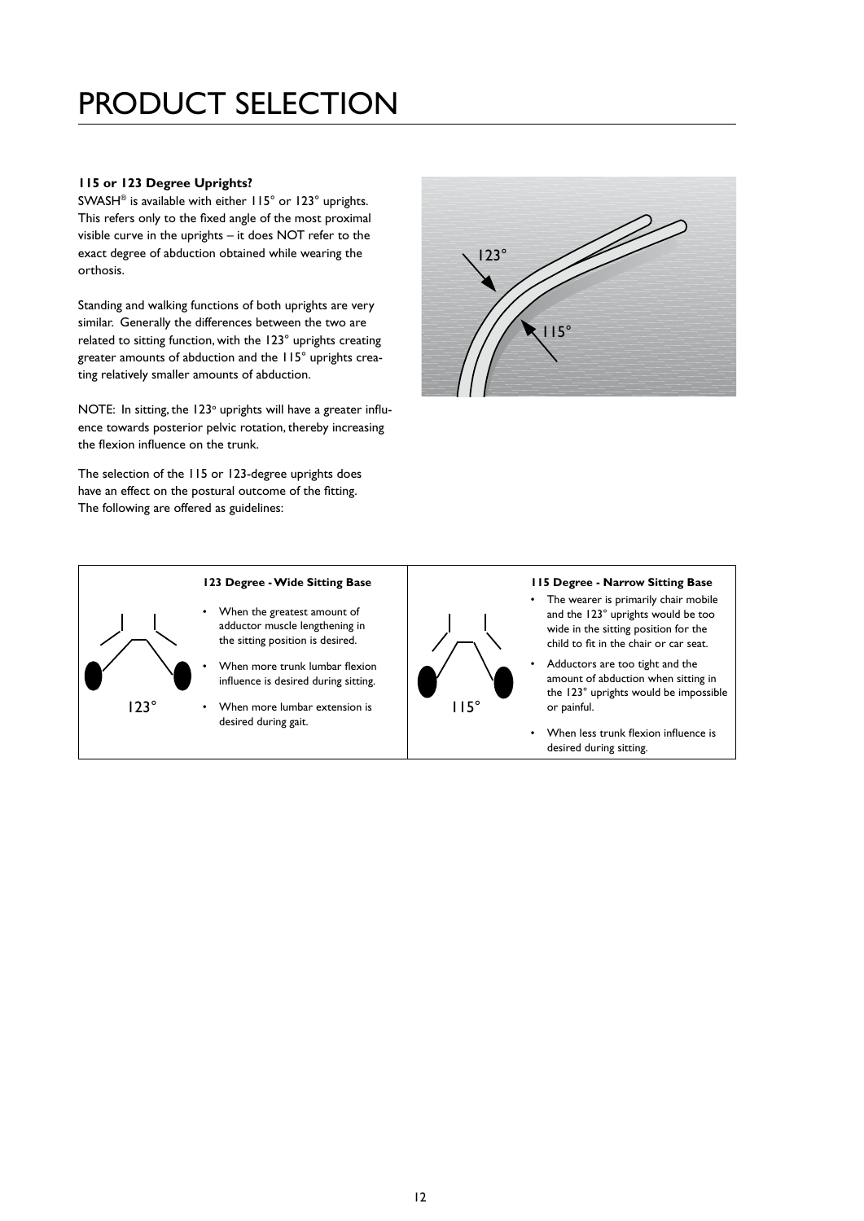# PRODUCT SELECTION

**115 or 123 Degree Uprights?**

SWASH® is available with either 115° or 123° uprights. This refers only to the fixed angle of the most proximal visible curve in the uprights – it does NOT refer to the exact degree of abduction obtained while wearing the orthosis.

Standing and walking functions of both uprights are very similar. Generally the differences between the two are related to sitting function, with the 123° uprights creating greater amounts of abduction and the 115° uprights creating relatively smaller amounts of abduction.

NOTE: In sitting, the 123° uprights will have a greater influence towards posterior pelvic rotation, thereby increasing the flexion influence on the trunk.

The selection of the 115 or 123-degree uprights does have an effect on the postural outcome of the fitting. The following are offered as guidelines:

123°

115°

**123 Degree - Wide Sitting Base**

- When the greatest amount of adductor muscle lengthening in the sitting position is desired.
- When more trunk lumbar flexion influence is desired during sitting.
- When more lumbar extension is desired during gait.

123°

**115 Degree - Narrow Sitting Base**

- The wearer is primarily chair mobile and the 123° uprights would be too wide in the sitting position for the child to fit in the chair or car seat.
- Adductors are too tight and the amount of abduction when sitting in the 123° uprights would be impossible or painful.
- When less trunk flexion influence is desired during sitting.

115°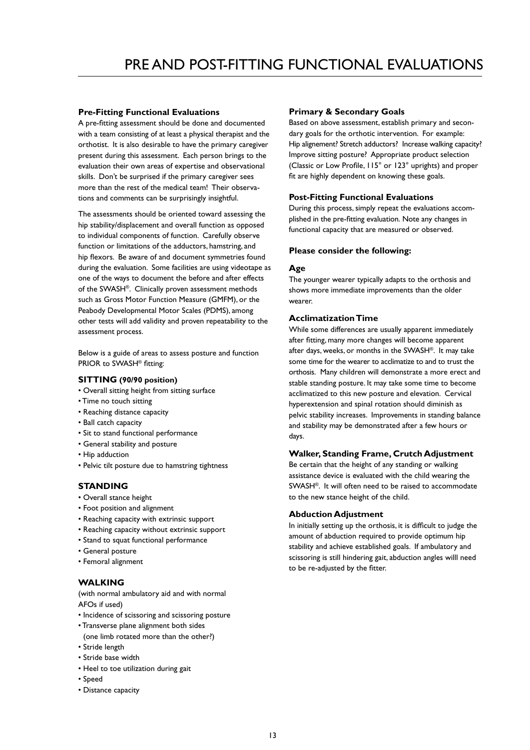# PRE AND POST-FITTING FUNCTIONAL EVALUATIONS

### Pre-Fitting Functional Evaluations

A pre-fitting assessment should be done and documented with a team consisting of at least a physical therapist and the orthotist. It is also desirable to have the primary caregiver present during this assessment. Each person brings to the evaluation their own areas of expertise and observational skills. Don't be surprised if the primary caregiver sees more than the rest of the medical team! Their observations and comments can be surprisingly insightful.

The assessments should be oriented toward assessing the hip stability/displacement and overall function as opposed to individual components of function. Carefully observe function or limitations of the adductors, hamstring, and hip flexors. Be aware of and document symmetries found during the evaluation. Some facilities are using videotape as one of the ways to document the before and after effects of the SWASH®. Clinically proven assessment methods such as Gross Motor Function Measure (GMFM), or the Peabody Developmental Motor Scales (PDMS), among other tests will add validity and proven repeatability to the assessment process.

Below is a guide of areas to assess posture and function PRIOR to SWASH® fitting:

### SITTING (90/90 position)

- Overall sitting height from sitting surface
- Time no touch sitting
- Reaching distance capacity
- Ball catch capacity
- Sit to stand functional performance
- General stability and posture
- Hip adduction
- Pelvic tilt posture due to hamstring tightness

### STANDING

- Overall stance height
- Foot position and alignment
- Reaching capacity with extrinsic support
- Reaching capacity without extrinsic support
- Stand to squat functional performance
- General posture
- Femoral alignment

### WALKING

(with normal ambulatory aid and with normal AFOs if used)

- Incidence of scissoring and scissoring posture
- Transverse plane alignment both sides (one limb rotated more than the other?)
- Stride length
- Stride base width
- Heel to toe utilization during gait
- Speed
- Distance capacity

### Primary & Secondary Goals

Based on above assessment, establish primary and secondary goals for the orthotic intervention. For example: Hip alignement? Stretch adductors? Increase walking capacity? Improve sitting posture? Appropriate product selection (Classic or Low Profile, 115° or 123° uprights) and proper fit are highly dependent on knowing these goals.

### Post-Fitting Functional Evaluations

During this process, simply repeat the evaluations accomplished in the pre-fitting evaluation. Note any changes in functional capacity that are measured or observed.

### Please consider the following:

#### Age

The younger wearer typically adapts to the orthosis and shows more immediate improvements than the older wearer.

#### Acclimatization Time

While some differences are usually apparent immediately after fitting, many more changes will become apparent after days, weeks, or months in the SWASH®. It may take some time for the wearer to acclimatize to and to trust the orthosis. Many children will demonstrate a more erect and stable standing posture. It may take some time to become acclimatized to this new posture and elevation. Cervical hyperextension and spinal rotation should diminish as pelvic stability increases. Improvements in standing balance and stability may be demonstrated after a few hours or days.

#### Walker, Standing Frame, Crutch Adjustment

Be certain that the height of any standing or walking assistance device is evaluated with the child wearing the SWASH®. It will often need to be raised to accommodate to the new stance height of the child.

#### Abduction Adjustment

In initially setting up the orthosis, it is difficult to judge the amount of abduction required to provide optimum hip stability and achieve established goals. If ambulatory and scissoring is still hindering gait, abduction angles willl need to be re-adjusted by the fitter.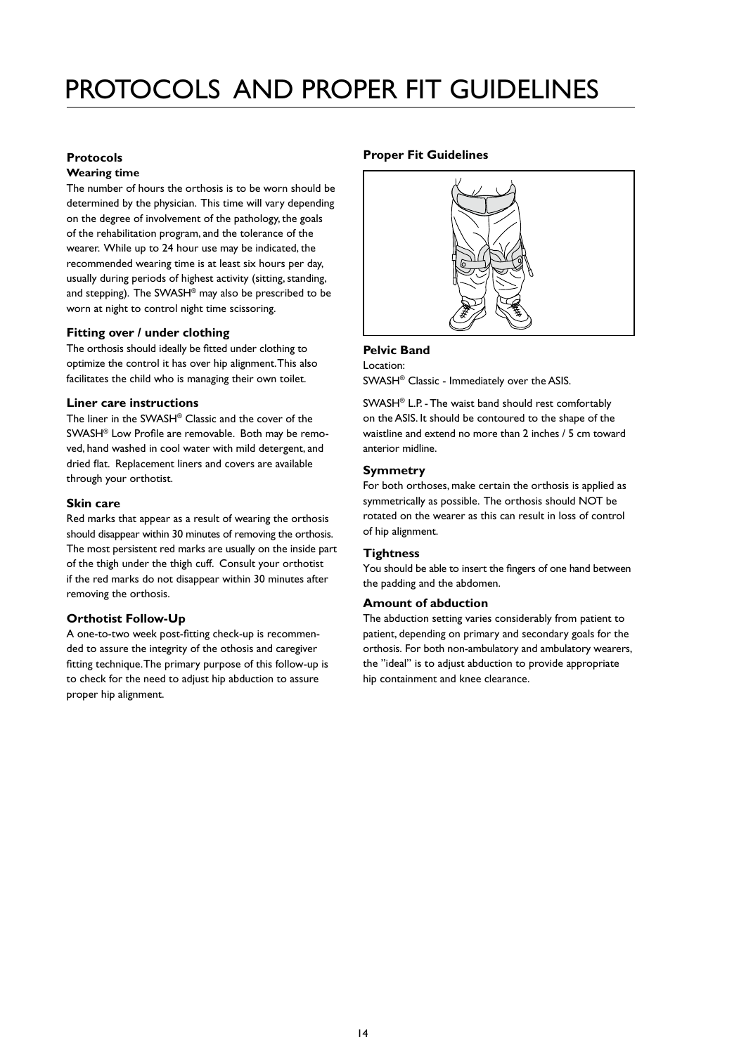# PROTOCOLS AND PROPER FIT GUIDELINES

## Protocols

### Wearing time

The number of hours the orthosis is to be worn should be determined by the physician. This time will vary depending on the degree of involvement of the pathology, the goals of the rehabilitation program, and the tolerance of the wearer. While up to 24 hour use may be indicated, the recommended wearing time is at least six hours per day, usually during periods of highest activity (sitting, standing, and stepping). The SWASH® may also be prescribed to be worn at night to control night time scissoring.

### Fitting over / under clothing

The orthosis should ideally be fitted under clothing to optimize the control it has over hip alignment. This also facilitates the child who is managing their own toilet.

### Liner care instructions

The liner in the SWASH® Classic and the cover of the SWASH® Low Profile are removable. Both may be removed, hand washed in cool water with mild detergent, and dried flat. Replacement liners and covers are available through your orthotist.

### Skin care

Red marks that appear as a result of wearing the orthosis should disappear within 30 minutes of removing the orthosis. The most persistent red marks are usually on the inside part of the thigh under the thigh cuff. Consult your orthotist if the red marks do not disappear within 30 minutes after removing the orthosis.

### Orthotist Follow-Up

A one-to-two week post-fitting check-up is recommended to assure the integrity of the othosis and caregiver fitting technique. The primary purpose of this follow-up is to check for the need to adjust hip abduction to assure proper hip alignment.

## Proper Fit Guidelines

### Pelvic Band

Location:
SWASH® Classic - Immediately over the ASIS.

SWASH® L.P. - The waist band should rest comfortably on the ASIS. It should be contoured to the shape of the waistline and extend no more than 2 inches / 5 cm toward anterior midline.

### Symmetry

For both orthoses, make certain the orthosis is applied as symmetrically as possible. The orthosis should NOT be rotated on the wearer as this can result in loss of control of hip alignment.

### Tightness

You should be able to insert the fingers of one hand between the padding and the abdomen.

### Amount of abduction

The abduction setting varies considerably from patient to patient, depending on primary and secondary goals for the orthosis. For both non-ambulatory and ambulatory wearers, the "ideal" is to adjust abduction to provide appropriate hip containment and knee clearance.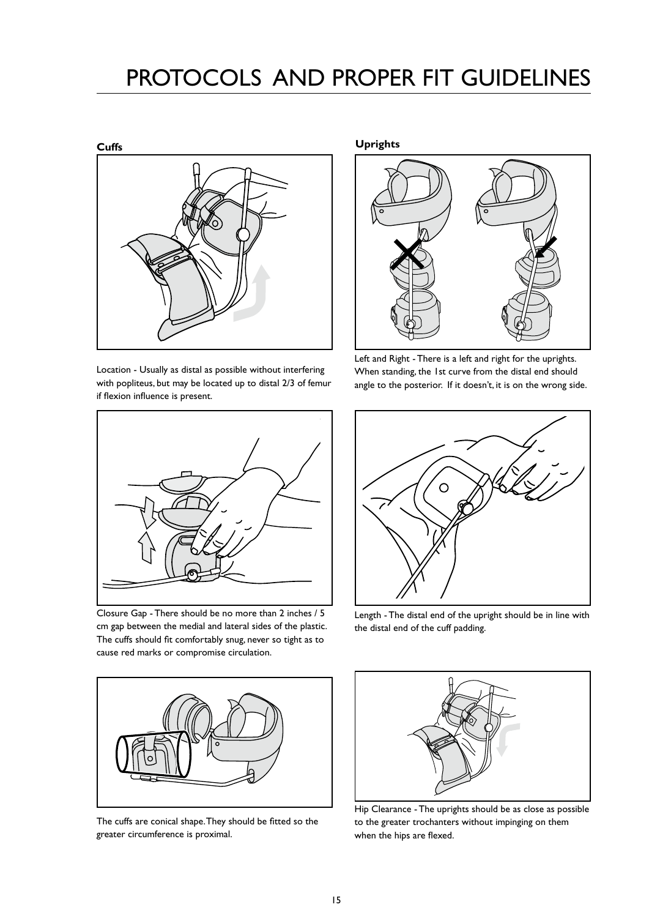# PROTOCOLS AND PROPER FIT GUIDELINES

## Cuffs

Location - Usually as distal as possible without interfering with popliteus, but may be located up to distal 2/3 of femur if flexion influence is present.

Closure Gap - There should be no more than 2 inches / 5 cm gap between the medial and lateral sides of the plastic. The cuffs should fit comfortably snug, never so tight as to cause red marks or compromise circulation.

The cuffs are conical shape. They should be fitted so the greater circumference is proximal.

## Uprights

Left and Right - There is a left and right for the uprights. When standing, the 1st curve from the distal end should angle to the posterior. If it doesn't, it is on the wrong side.

Length - The distal end of the upright should be in line with the distal end of the cuff padding.

Hip Clearance - The uprights should be as close as possible to the greater trochanters without impinging on them when the hips are flexed.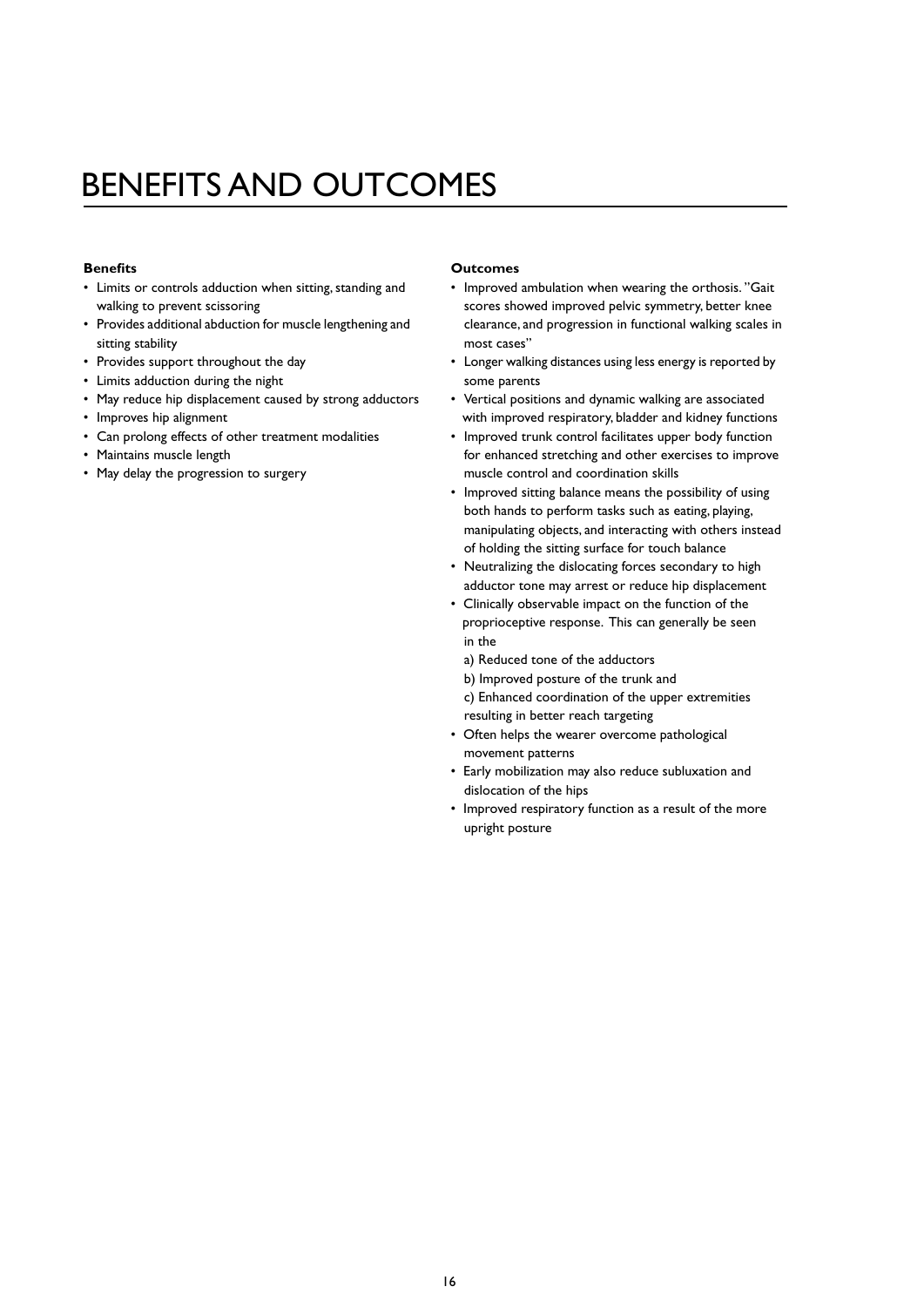# BENEFITS AND OUTCOMES

**Benefits**

- Limits or controls adduction when sitting, standing and walking to prevent scissoring
- Provides additional abduction for muscle lengthening and sitting stability
- Provides support throughout the day
- Limits adduction during the night
- May reduce hip displacement caused by strong adductors
- Improves hip alignment
- Can prolong effects of other treatment modalities
- Maintains muscle length
- May delay the progression to surgery

**Outcomes**

- Improved ambulation when wearing the orthosis. "Gait scores showed improved pelvic symmetry, better knee clearance, and progression in functional walking scales in most cases"
- Longer walking distances using less energy is reported by some parents
- Vertical positions and dynamic walking are associated with improved respiratory, bladder and kidney functions
- Improved trunk control facilitates upper body function for enhanced stretching and other exercises to improve muscle control and coordination skills
- Improved sitting balance means the possibility of using both hands to perform tasks such as eating, playing, manipulating objects, and interacting with others instead of holding the sitting surface for touch balance
- Neutralizing the dislocating forces secondary to high adductor tone may arrest or reduce hip displacement
- Clinically observable impact on the function of the proprioceptive response. This can generally be seen in the
  a) Reduced tone of the adductors
  b) Improved posture of the trunk and
  c) Enhanced coordination of the upper extremities resulting in better reach targeting
- Often helps the wearer overcome pathological movement patterns
- Early mobilization may also reduce subluxation and dislocation of the hips
- Improved respiratory function as a result of the more upright posture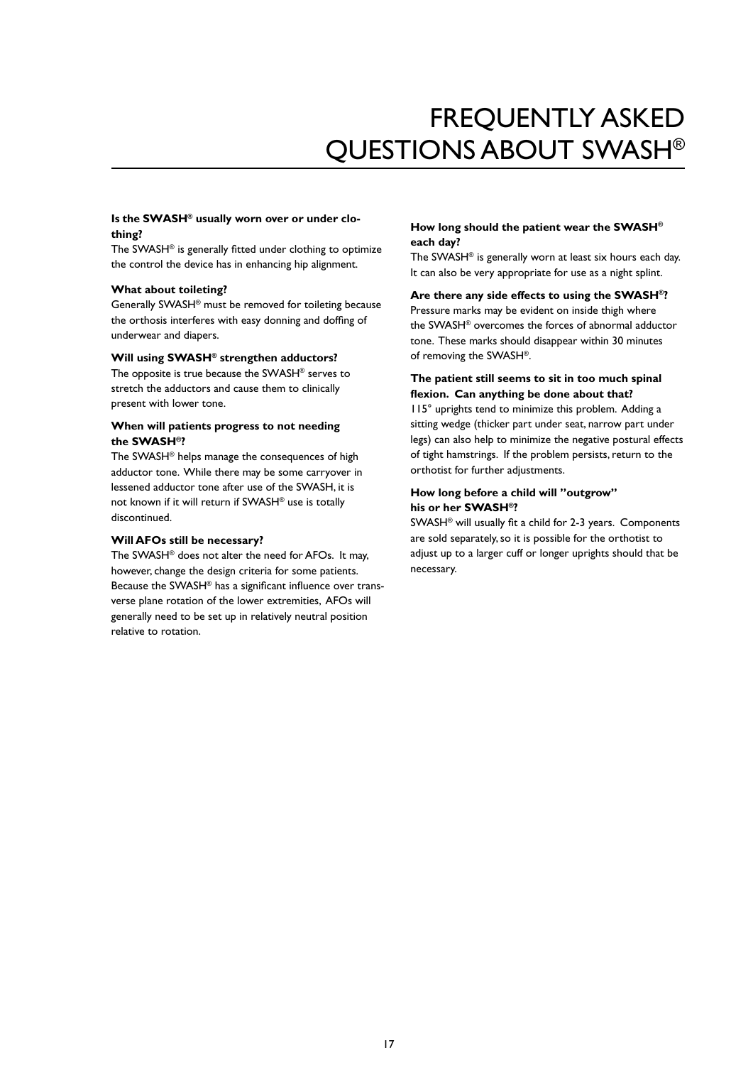# FREQUENTLY ASKED QUESTIONS ABOUT SWASH®

**Is the SWASH® usually worn over or under clothing?**

The SWASH® is generally fitted under clothing to optimize the control the device has in enhancing hip alignment.

**What about toileting?**

Generally SWASH® must be removed for toileting because the orthosis interferes with easy donning and doffing of underwear and diapers.

**Will using SWASH® strengthen adductors?**

The opposite is true because the SWASH® serves to stretch the adductors and cause them to clinically present with lower tone.

**When will patients progress to not needing the SWASH®?**

The SWASH® helps manage the consequences of high adductor tone. While there may be some carryover in lessened adductor tone after use of the SWASH, it is not known if it will return if SWASH® use is totally discontinued.

**Will AFOs still be necessary?**

The SWASH® does not alter the need for AFOs. It may, however, change the design criteria for some patients. Because the SWASH® has a significant influence over transverse plane rotation of the lower extremities, AFOs will generally need to be set up in relatively neutral position relative to rotation.

**How long should the patient wear the SWASH® each day?**

The SWASH® is generally worn at least six hours each day. It can also be very appropriate for use as a night splint.

**Are there any side effects to using the SWASH®?**

Pressure marks may be evident on inside thigh where the SWASH® overcomes the forces of abnormal adductor tone. These marks should disappear within 30 minutes of removing the SWASH®.

**The patient still seems to sit in too much spinal flexion. Can anything be done about that?**

115° uprights tend to minimize this problem. Adding a sitting wedge (thicker part under seat, narrow part under legs) can also help to minimize the negative postural effects of tight hamstrings. If the problem persists, return to the orthotist for further adjustments.

**How long before a child will "outgrow" his or her SWASH®?**

SWASH® will usually fit a child for 2-3 years. Components are sold separately, so it is possible for the orthotist to adjust up to a larger cuff or longer uprights should that be necessary.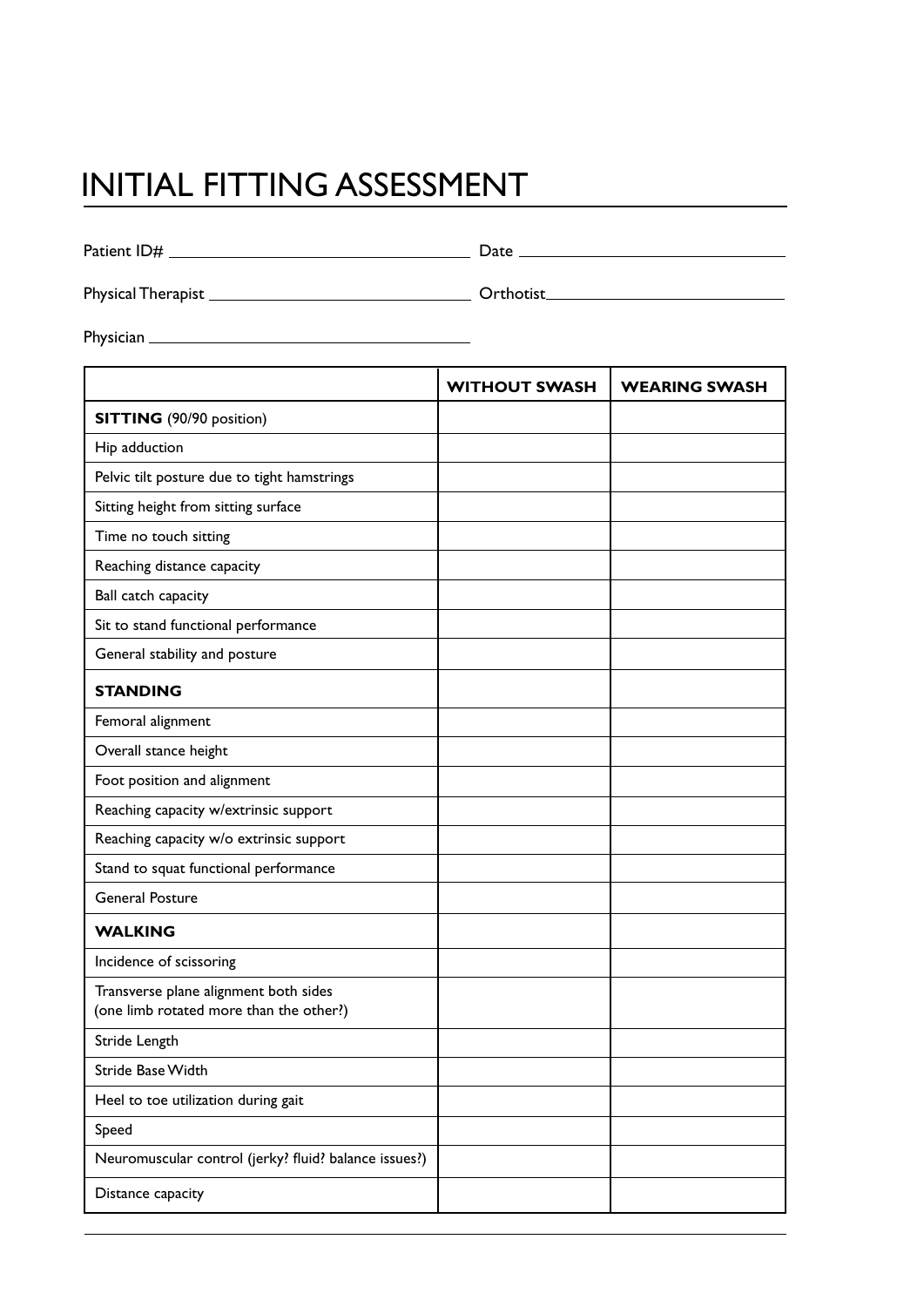# INITIAL FITTING ASSESSMENT

Patient ID# ______________________ Date ______________________

Physical Therapist ______________________ Orthotist ______________________

Physician ______________________

| | WITHOUT SWASH | WEARING SWASH |
|---|---|---|
| **SITTING** (90/90 position) | | |
| Hip adduction | | |
| Pelvic tilt posture due to tight hamstrings | | |
| Sitting height from sitting surface | | |
| Time no touch sitting | | |
| Reaching distance capacity | | |
| Ball catch capacity | | |
| Sit to stand functional performance | | |
| General stability and posture | | |
| **STANDING** | | |
| Femoral alignment | | |
| Overall stance height | | |
| Foot position and alignment | | |
| Reaching capacity w/extrinsic support | | |
| Reaching capacity w/o extrinsic support | | |
| Stand to squat functional performance | | |
| General Posture | | |
| **WALKING** | | |
| Incidence of scissoring | | |
| Transverse plane alignment both sides (one limb rotated more than the other?) | | |
| Stride Length | | |
| Stride Base Width | | |
| Heel to toe utilization during gait | | |
| Speed | | |
| Neuromuscular control (jerky? fluid? balance issues?) | | |
| Distance capacity | | |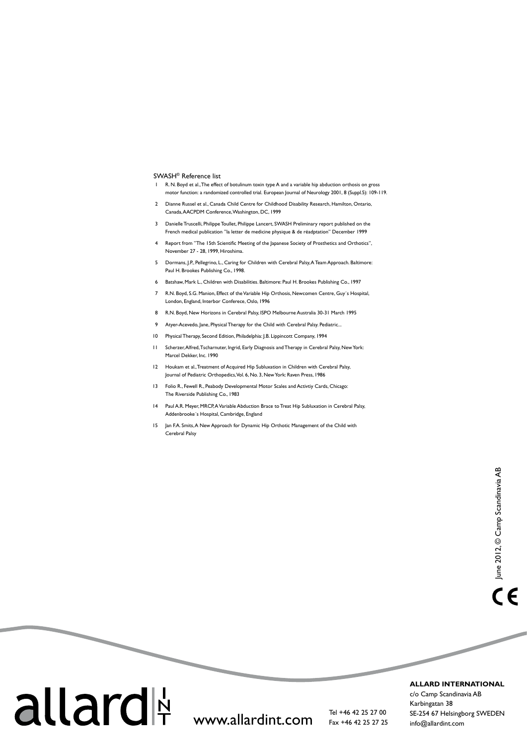SWASH® Reference list

1. R. N. Boyd et al., The effect of botulinum toxin type A and a variable hip abduction orthosis on gross motor function: a randomized controlled trial. European Journal of Neurology 2001, 8 (Suppl.5): 109-119.
2. Dianne Russel et al., Canada Child Centre for Childhood Disability Research, Hamilton, Ontario, Canada, AACPDM Conference, Washington, DC, 1999
3. Danielle Truscelli, Philippe Toullet, Philippe Lancert, SWASH Preliminary report published on the French medical publication "la letter de medicine physique & de réadptation" December 1999
4. Report from "The 15th Scientific Meeting of the Japanese Society of Prosthetics and Orthotics", November 27 - 28, 1999, Hiroshima.
5. Dormans, J.P., Pellegrino, L., Caring for Children with Cerebral Palsy, A Team Approach. Baltimore: Paul H. Brookes Publishing Co., 1998.
6. Batshaw, Mark L., Children with Disabilities. Baltimore: Paul H. Brookes Publishing Co., 1997
7. R.N. Boyd, S.G. Manion, Effect of the Variable Hip Orthosis, Newcomen Centre, Guy´s Hospital, London, England, Interbor Conferece, Oslo, 1996
8. R.N. Boyd, New Horizons in Cerebral Palsy, ISPO Melbourne Australia 30-31 March 1995
9. Atyer-Acevedo, Jane, Physical Therapy for the Child with Cerebral Palsy. Pediatric...
10. Physical Therapy, Second Edition, Philadelphia: J.B. Lippincott Company, 1994
11. Scherzer, Alfred, Tscharnuter, Ingrid, Early Diagnosis and Therapy in Cerebral Palsy, New York: Marcel Dekker, Inc. 1990
12. Houkam et al., Treatment of Acquired Hip Subluxation in Children with Cerebral Palsy, Journal of Pediatric Orthopedics, Vol. 6, No. 3, New York: Raven Press, 1986
13. Folio R., Fewell R., Peabody Developmental Motor Scales and Activtiy Cards, Chicago: The Riverside Publishing Co., 1983
14. Paul A.R. Meyer, MRCP, A Variable Abduction Brace to Treat Hip Subluxation in Cerebral Palsy, Addenbrooke´s Hospital, Cambridge, England
15. Jan F.A. Smits, A New Approach for Dynamic Hip Orthotic Management of the Child with Cerebral Palsy

June 2012, © Camp Scandinavia AB

CE

allard INT

www.allardint.com

Tel +46 42 25 27 00
Fax +46 42 25 27 25

**ALLARD INTERNATIONAL**
c/o Camp Scandinavia AB
Karbingatan 38
SE-254 67 Helsingborg SWEDEN
info@allardint.com